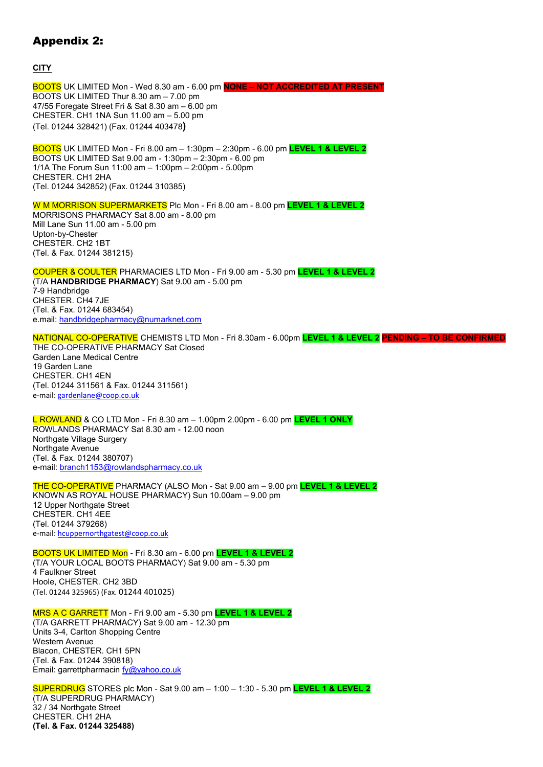## Appendix 2:

**CITY**

BOOTS UK LIMITED Mon - Wed 8.30 am - 6.00 pm **NONE – NOT ACCREDITED AT PRESENT**
BOOTS UK LIMITED Thur 8.30 am – 7.00 pm
47/55 Foregate Street Fri & Sat 8.30 am – 6.00 pm
CHESTER. CH1 1NA Sun 11.00 am – 5.00 pm
(Tel. 01244 328421) (Fax. 01244 403478)

BOOTS UK LIMITED Mon - Fri 8.00 am – 1:30pm – 2:30pm - 6.00 pm **LEVEL 1 & LEVEL 2**
BOOTS UK LIMITED Sat 9.00 am - 1:30pm – 2:30pm - 6.00 pm
1/1A The Forum Sun 11:00 am – 1:00pm – 2:00pm - 5.00pm
CHESTER. CH1 2HA
(Tel. 01244 342852) (Fax. 01244 310385)

W M MORRISON SUPERMARKETS Plc Mon - Fri 8.00 am - 8.00 pm **LEVEL 1 & LEVEL 2**
MORRISONS PHARMACY Sat 8.00 am - 8.00 pm
Mill Lane Sun 11.00 am - 5.00 pm
Upton-by-Chester
CHESTER. CH2 1BT
(Tel. & Fax. 01244 381215)

COUPER & COULTER PHARMACIES LTD Mon - Fri 9.00 am - 5.30 pm **LEVEL 1 & LEVEL 2**
(T/A **HANDBRIDGE PHARMACY**) Sat 9.00 am - 5.00 pm
7-9 Handbridge
CHESTER. CH4 7JE
(Tel. & Fax. 01244 683454)
e.mail: handbridgepharmacy@numarknet.com

NATIONAL CO-OPERATIVE CHEMISTS LTD Mon - Fri 8.30am - 6.00pm **LEVEL 1 & LEVEL 2** **PENDING – TO BE CONFIRMED**
THE CO-OPERATIVE PHARMACY Sat Closed
Garden Lane Medical Centre
19 Garden Lane
CHESTER. CH1 4EN
(Tel. 01244 311561 & Fax. 01244 311561)
e-mail: gardenlane@coop.co.uk

L ROWLAND & CO LTD Mon - Fri 8.30 am – 1.00pm 2.00pm - 6.00 pm **LEVEL 1 ONLY**
ROWLANDS PHARMACY Sat 8.30 am - 12.00 noon
Northgate Village Surgery
Northgate Avenue
(Tel. & Fax. 01244 380707)
e-mail: branch1153@rowlandspharmacy.co.uk

THE CO-OPERATIVE PHARMACY (ALSO Mon - Sat 9.00 am – 9.00 pm **LEVEL 1 & LEVEL 2**
KNOWN AS ROYAL HOUSE PHARMACY) Sun 10.00am – 9.00 pm
12 Upper Northgate Street
CHESTER. CH1 4EE
(Tel. 01244 379268)
e-mail: hcuppernorthgatest@coop.co.uk

BOOTS UK LIMITED Mon - Fri 8.30 am - 6.00 pm **LEVEL 1 & LEVEL 2**
(T/A YOUR LOCAL BOOTS PHARMACY) Sat 9.00 am - 5.30 pm
4 Faulkner Street
Hoole, CHESTER. CH2 3BD
(Tel. 01244 325965) (Fax. 01244 401025)

MRS A C GARRETT Mon - Fri 9.00 am - 5.30 pm **LEVEL 1 & LEVEL 2**
(T/A GARRETT PHARMACY) Sat 9.00 am - 12.30 pm
Units 3-4, Carlton Shopping Centre
Western Avenue
Blacon, CHESTER. CH1 5PN
(Tel. & Fax. 01244 390818)
Email: garrettpharmacin fy@yahoo.co.uk

SUPERDRUG STORES plc Mon - Sat 9.00 am – 1:00 – 1:30 - 5.30 pm **LEVEL 1 & LEVEL 2**
(T/A SUPERDRUG PHARMACY)
32 / 34 Northgate Street
CHESTER. CH1 2HA
**(Tel. & Fax. 01244 325488)**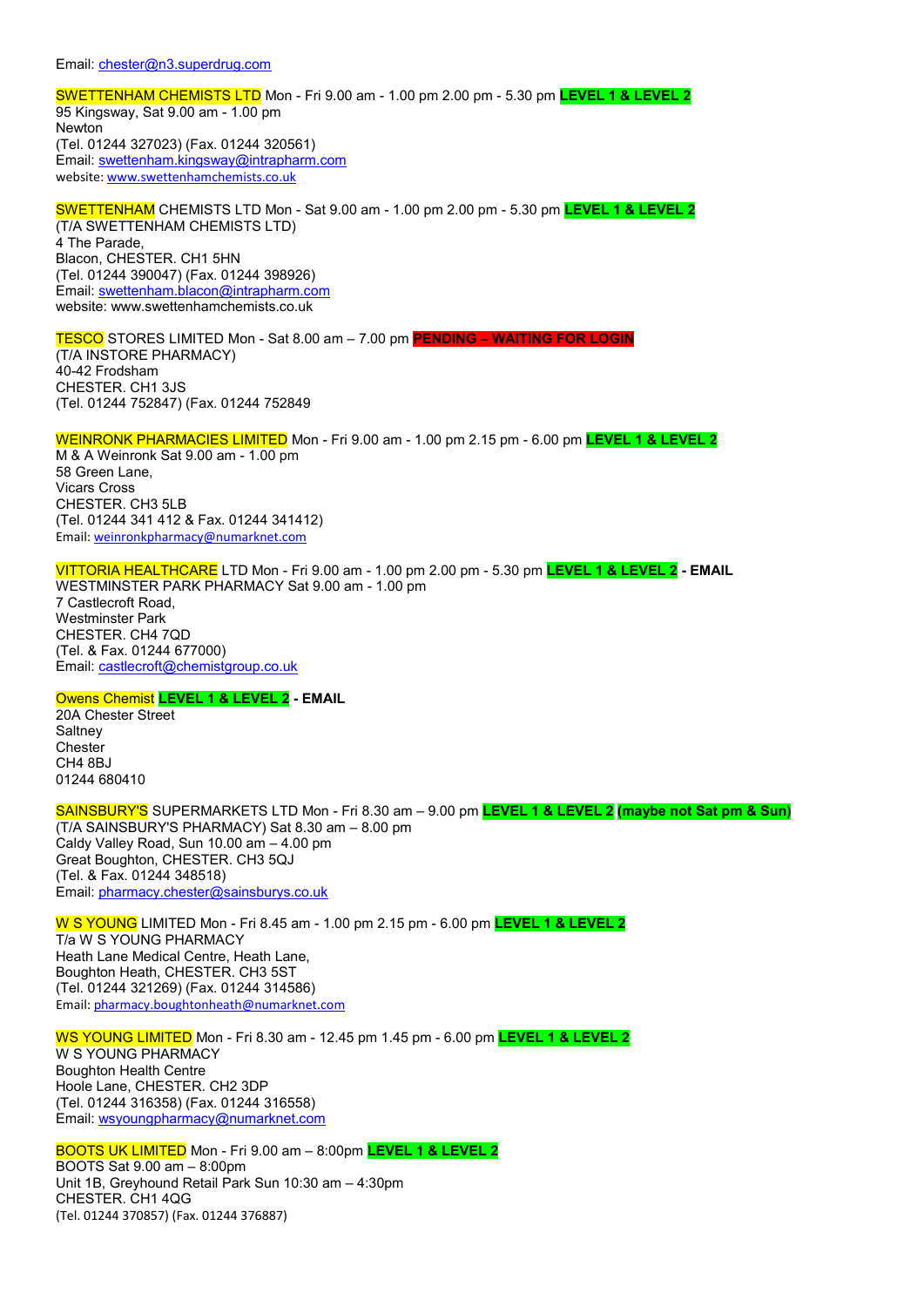Email: chester@n3.superdrug.com

SWETTENHAM CHEMISTS LTD Mon - Fri 9.00 am - 1.00 pm 2.00 pm - 5.30 pm **LEVEL 1 & LEVEL 2**
95 Kingsway, Sat 9.00 am - 1.00 pm
Newton
(Tel. 01244 327023) (Fax. 01244 320561)
Email: swettenham.kingsway@intrapharm.com
website: www.swettenhamchemists.co.uk

SWETTENHAM CHEMISTS LTD Mon - Sat 9.00 am - 1.00 pm 2.00 pm - 5.30 pm **LEVEL 1 & LEVEL 2**
(T/A SWETTENHAM CHEMISTS LTD)
4 The Parade,
Blacon, CHESTER. CH1 5HN
(Tel. 01244 390047) (Fax. 01244 398926)
Email: swettenham.blacon@intrapharm.com
website: www.swettenhamchemists.co.uk

TESCO STORES LIMITED Mon - Sat 8.00 am – 7.00 pm **PENDING – WAITING FOR LOGIN**
(T/A INSTORE PHARMACY)
40-42 Frodsham
CHESTER. CH1 3JS
(Tel. 01244 752847) (Fax. 01244 752849

WEINRONK PHARMACIES LIMITED Mon - Fri 9.00 am - 1.00 pm 2.15 pm - 6.00 pm **LEVEL 1 & LEVEL 2**
M & A Weinronk Sat 9.00 am - 1.00 pm
58 Green Lane,
Vicars Cross
CHESTER. CH3 5LB
(Tel. 01244 341 412 & Fax. 01244 341412)
Email: weinronkpharmacy@numarknet.com

VITTORIA HEALTHCARE LTD Mon - Fri 9.00 am - 1.00 pm 2.00 pm - 5.30 pm **LEVEL 1 & LEVEL 2 - EMAIL**
WESTMINSTER PARK PHARMACY Sat 9.00 am - 1.00 pm
7 Castlecroft Road,
Westminster Park
CHESTER. CH4 7QD
(Tel. & Fax. 01244 677000)
Email: castlecroft@chemistgroup.co.uk

Owens Chemist **LEVEL 1 & LEVEL 2 - EMAIL**
20A Chester Street
Saltney
Chester
CH4 8BJ
01244 680410

SAINSBURY'S SUPERMARKETS LTD Mon - Fri 8.30 am – 9.00 pm **LEVEL 1 & LEVEL 2 (maybe not Sat pm & Sun)**
(T/A SAINSBURY'S PHARMACY) Sat 8.30 am – 8.00 pm
Caldy Valley Road, Sun 10.00 am – 4.00 pm
Great Boughton, CHESTER. CH3 5QJ
(Tel. & Fax. 01244 348518)
Email: pharmacy.chester@sainsburys.co.uk

W S YOUNG LIMITED Mon - Fri 8.45 am - 1.00 pm 2.15 pm - 6.00 pm **LEVEL 1 & LEVEL 2**
T/a W S YOUNG PHARMACY
Heath Lane Medical Centre, Heath Lane,
Boughton Heath, CHESTER. CH3 5ST
(Tel. 01244 321269) (Fax. 01244 314586)
Email: pharmacy.boughtonheath@numarknet.com

WS YOUNG LIMITED Mon - Fri 8.30 am - 12.45 pm 1.45 pm - 6.00 pm **LEVEL 1 & LEVEL 2**
W S YOUNG PHARMACY
Boughton Health Centre
Hoole Lane, CHESTER. CH2 3DP
(Tel. 01244 316358) (Fax. 01244 316558)
Email: wsyoungpharmacy@numarknet.com

BOOTS UK LIMITED Mon - Fri 9.00 am – 8:00pm **LEVEL 1 & LEVEL 2**
BOOTS Sat 9.00 am – 8:00pm
Unit 1B, Greyhound Retail Park Sun 10:30 am – 4:30pm
CHESTER. CH1 4QG
(Tel. 01244 370857) (Fax. 01244 376887)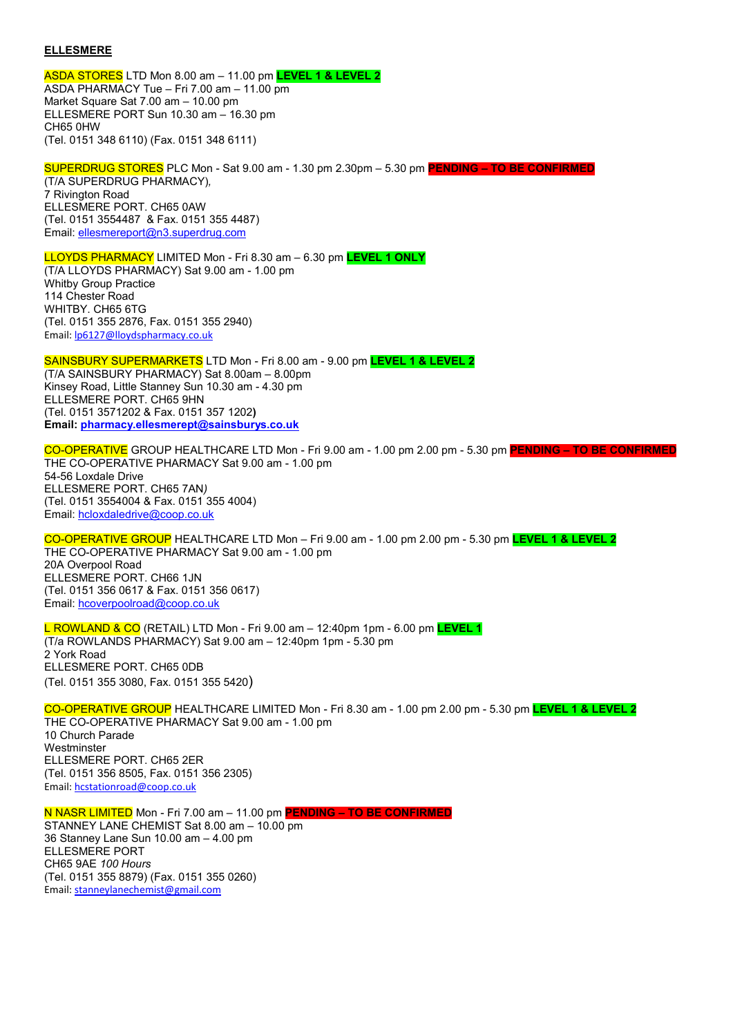**ELLESMERE**

ASDA STORES LTD Mon 8.00 am – 11.00 pm **LEVEL 1 & LEVEL 2**
ASDA PHARMACY Tue – Fri 7.00 am – 11.00 pm
Market Square Sat 7.00 am – 10.00 pm
ELLESMERE PORT Sun 10.30 am – 16.30 pm
CH65 0HW
(Tel. 0151 348 6110) (Fax. 0151 348 6111)

SUPERDRUG STORES PLC Mon - Sat 9.00 am - 1.30 pm 2.30pm – 5.30 pm **PENDING – TO BE CONFIRMED**
(T/A SUPERDRUG PHARMACY),
7 Rivington Road
ELLESMERE PORT. CH65 0AW
(Tel. 0151 3554487 & Fax. 0151 355 4487)
Email: ellesmereport@n3.superdrug.com

LLOYDS PHARMACY LIMITED Mon - Fri 8.30 am – 6.30 pm **LEVEL 1 ONLY**
(T/A LLOYDS PHARMACY) Sat 9.00 am - 1.00 pm
Whitby Group Practice
114 Chester Road
WHITBY. CH65 6TG
(Tel. 0151 355 2876, Fax. 0151 355 2940)
Email: lp6127@lloydspharmacy.co.uk

SAINSBURY SUPERMARKETS LTD Mon - Fri 8.00 am - 9.00 pm **LEVEL 1 & LEVEL 2**
(T/A SAINSBURY PHARMACY) Sat 8.00am – 8.00pm
Kinsey Road, Little Stanney Sun 10.30 am - 4.30 pm
ELLESMERE PORT. CH65 9HN
(Tel. 0151 3571202 & Fax. 0151 357 1202**)**
**Email: pharmacy.ellesmerept@sainsburys.co.uk**

CO-OPERATIVE GROUP HEALTHCARE LTD Mon - Fri 9.00 am - 1.00 pm 2.00 pm - 5.30 pm **PENDING – TO BE CONFIRMED**
THE CO-OPERATIVE PHARMACY Sat 9.00 am - 1.00 pm
54-56 Loxdale Drive
ELLESMERE PORT. CH65 7AN*)*
(Tel. 0151 3554004 & Fax. 0151 355 4004)
Email: hcloxdaledrive@coop.co.uk

CO-OPERATIVE GROUP HEALTHCARE LTD Mon – Fri 9.00 am - 1.00 pm 2.00 pm - 5.30 pm **LEVEL 1 & LEVEL 2**
THE CO-OPERATIVE PHARMACY Sat 9.00 am - 1.00 pm
20A Overpool Road
ELLESMERE PORT. CH66 1JN
(Tel. 0151 356 0617 & Fax. 0151 356 0617)
Email: hcoverpoolroad@coop.co.uk

L ROWLAND & CO (RETAIL) LTD Mon - Fri 9.00 am – 12:40pm 1pm - 6.00 pm **LEVEL 1**
(T/a ROWLANDS PHARMACY) Sat 9.00 am – 12:40pm 1pm - 5.30 pm
2 York Road
ELLESMERE PORT. CH65 0DB
(Tel. 0151 355 3080, Fax. 0151 355 5420)

CO-OPERATIVE GROUP HEALTHCARE LIMITED Mon - Fri 8.30 am - 1.00 pm 2.00 pm - 5.30 pm **LEVEL 1 & LEVEL 2**
THE CO-OPERATIVE PHARMACY Sat 9.00 am - 1.00 pm
10 Church Parade
Westminster
ELLESMERE PORT. CH65 2ER
(Tel. 0151 356 8505, Fax. 0151 356 2305)
Email: hcstationroad@coop.co.uk

N NASR LIMITED Mon - Fri 7.00 am – 11.00 pm **PENDING – TO BE CONFIRMED**
STANNEY LANE CHEMIST Sat 8.00 am – 10.00 pm
36 Stanney Lane Sun 10.00 am – 4.00 pm
ELLESMERE PORT
CH65 9AE *100 Hours*
(Tel. 0151 355 8879) (Fax. 0151 355 0260)
Email: stanneylanechemist@gmail.com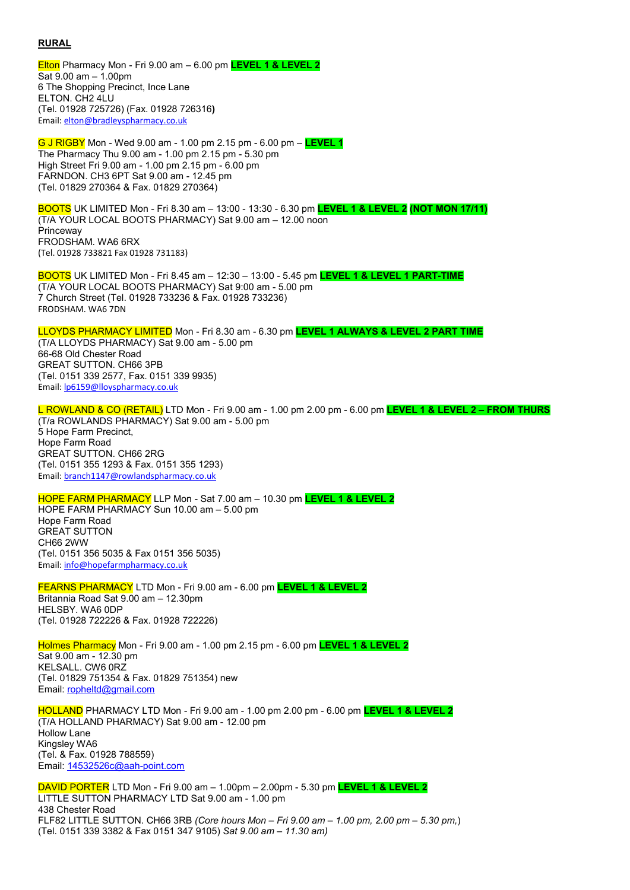**RURAL**

Elton Pharmacy Mon - Fri 9.00 am – 6.00 pm **LEVEL 1 & LEVEL 2**
Sat 9.00 am – 1.00pm
6 The Shopping Precinct, Ince Lane
ELTON. CH2 4LU
(Tel. 01928 725726) (Fax. 01928 726316**)**
Email: elton@bradleyspharmacy.co.uk

G J RIGBY Mon - Wed 9.00 am - 1.00 pm 2.15 pm - 6.00 pm – **LEVEL 1**
The Pharmacy Thu 9.00 am - 1.00 pm 2.15 pm - 5.30 pm
High Street Fri 9.00 am - 1.00 pm 2.15 pm - 6.00 pm
FARNDON. CH3 6PT Sat 9.00 am - 12.45 pm
(Tel. 01829 270364 & Fax. 01829 270364)

BOOTS UK LIMITED Mon - Fri 8.30 am – 13:00 - 13:30 - 6.30 pm **LEVEL 1 & LEVEL 2** **(NOT MON 17/11)**
(T/A YOUR LOCAL BOOTS PHARMACY) Sat 9.00 am – 12.00 noon
Princeway
FRODSHAM. WA6 6RX
(Tel. 01928 733821 Fax 01928 731183)

BOOTS UK LIMITED Mon - Fri 8.45 am – 12:30 – 13:00 - 5.45 pm **LEVEL 1 & LEVEL 1 PART-TIME**
(T/A YOUR LOCAL BOOTS PHARMACY) Sat 9:00 am - 5.00 pm
7 Church Street (Tel. 01928 733236 & Fax. 01928 733236)
FRODSHAM. WA6 7DN

LLOYDS PHARMACY LIMITED Mon - Fri 8.30 am - 6.30 pm **LEVEL 1 ALWAYS & LEVEL 2 PART TIME**
(T/A LLOYDS PHARMACY) Sat 9.00 am - 5.00 pm
66-68 Old Chester Road
GREAT SUTTON. CH66 3PB
(Tel. 0151 339 2577, Fax. 0151 339 9935)
Email: lp6159@lloyspharmacy.co.uk

L ROWLAND & CO (RETAIL) LTD Mon - Fri 9.00 am - 1.00 pm 2.00 pm - 6.00 pm **LEVEL 1 & LEVEL 2 – FROM THURS**
(T/a ROWLANDS PHARMACY) Sat 9.00 am - 5.00 pm
5 Hope Farm Precinct,
Hope Farm Road
GREAT SUTTON. CH66 2RG
(Tel. 0151 355 1293 & Fax. 0151 355 1293)
Email: branch1147@rowlandspharmacy.co.uk

HOPE FARM PHARMACY LLP Mon - Sat 7.00 am – 10.30 pm **LEVEL 1 & LEVEL 2**
HOPE FARM PHARMACY Sun 10.00 am – 5.00 pm
Hope Farm Road
GREAT SUTTON
CH66 2WW
(Tel. 0151 356 5035 & Fax 0151 356 5035)
Email: info@hopefarmpharmacy.co.uk

FEARNS PHARMACY LTD Mon - Fri 9.00 am - 6.00 pm **LEVEL 1 & LEVEL 2**
Britannia Road Sat 9.00 am – 12.30pm
HELSBY. WA6 0DP
(Tel. 01928 722226 & Fax. 01928 722226)

Holmes Pharmacy Mon - Fri 9.00 am - 1.00 pm 2.15 pm - 6.00 pm **LEVEL 1 & LEVEL 2**
Sat 9.00 am - 12.30 pm
KELSALL. CW6 0RZ
(Tel. 01829 751354 & Fax. 01829 751354) new
Email: ropheltd@gmail.com

HOLLAND PHARMACY LTD Mon - Fri 9.00 am - 1.00 pm 2.00 pm - 6.00 pm **LEVEL 1 & LEVEL 2**
(T/A HOLLAND PHARMACY) Sat 9.00 am - 12.00 pm
Hollow Lane
Kingsley WA6
(Tel. & Fax. 01928 788559)
Email: 14532526c@aah-point.com

DAVID PORTER LTD Mon - Fri 9.00 am – 1.00pm – 2.00pm - 5.30 pm **LEVEL 1 & LEVEL 2**
LITTLE SUTTON PHARMACY LTD Sat 9.00 am - 1.00 pm
438 Chester Road
FLF82 LITTLE SUTTON. CH66 3RB *(Core hours Mon – Fri 9.00 am – 1.00 pm, 2.00 pm – 5.30 pm,)*
(Tel. 0151 339 3382 & Fax 0151 347 9105) *Sat 9.00 am – 11.30 am)*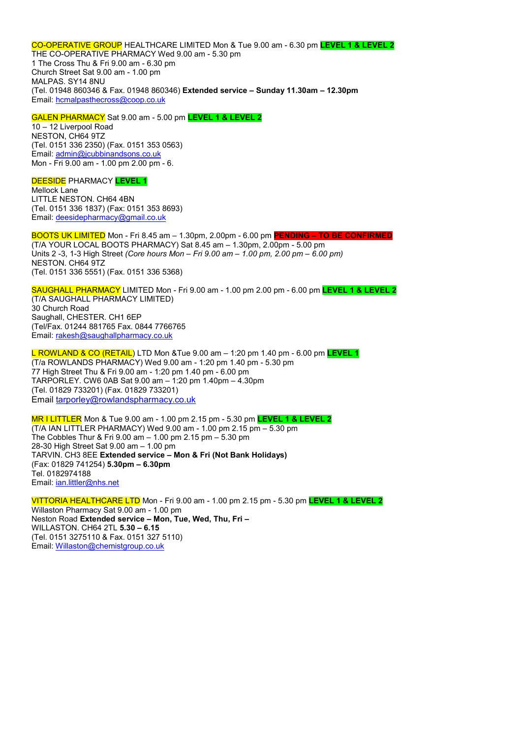CO-OPERATIVE GROUP HEALTHCARE LIMITED Mon & Tue 9.00 am - 6.30 pm **LEVEL 1 & LEVEL 2**
THE CO-OPERATIVE PHARMACY Wed 9.00 am - 5.30 pm
1 The Cross Thu & Fri 9.00 am - 6.30 pm
Church Street Sat 9.00 am - 1.00 pm
MALPAS. SY14 8NU
(Tel. 01948 860346 & Fax. 01948 860346) **Extended service – Sunday 11.30am – 12.30pm**
Email: hcmalpasthecross@coop.co.uk

GALEN PHARMACY Sat 9.00 am - 5.00 pm **LEVEL 1 & LEVEL 2**
10 – 12 Liverpool Road
NESTON, CH64 9TZ
(Tel. 0151 336 2350) (Fax. 0151 353 0563)
Email: admin@jcubbinandsons.co.uk
Mon - Fri 9.00 am - 1.00 pm 2.00 pm - 6.

DEESIDE PHARMACY **LEVEL 1**
Mellock Lane
LITTLE NESTON. CH64 4BN
(Tel. 0151 336 1837) (Fax: 0151 353 8693)
Email: deesidepharmacy@gmail.co.uk

BOOTS UK LIMITED Mon - Fri 8.45 am – 1.30pm, 2.00pm - 6.00 pm **PENDING – TO BE CONFIRMED**
(T/A YOUR LOCAL BOOTS PHARMACY) Sat 8.45 am – 1.30pm, 2.00pm - 5.00 pm
Units 2 -3, 1-3 High Street *(Core hours Mon – Fri 9.00 am – 1.00 pm, 2.00 pm – 6.00 pm)*
NESTON. CH64 9TZ
(Tel. 0151 336 5551) (Fax. 0151 336 5368)

SAUGHALL PHARMACY LIMITED Mon - Fri 9.00 am - 1.00 pm 2.00 pm - 6.00 pm **LEVEL 1 & LEVEL 2**
(T/A SAUGHALL PHARMACY LIMITED)
30 Church Road
Saughall, CHESTER. CH1 6EP
(Tel/Fax. 01244 881765 Fax. 0844 7766765
Email: rakesh@saughallpharmacy.co.uk

L ROWLAND & CO (RETAIL) LTD Mon &Tue 9.00 am – 1:20 pm 1.40 pm - 6.00 pm **LEVEL 1**
(T/a ROWLANDS PHARMACY) Wed 9.00 am - 1:20 pm 1.40 pm - 5.30 pm
77 High Street Thu & Fri 9.00 am - 1:20 pm 1.40 pm - 6.00 pm
TARPORLEY. CW6 0AB Sat 9.00 am – 1:20 pm 1.40pm – 4.30pm
(Tel. 01829 733201) (Fax. 01829 733201)
Email tarporley@rowlandspharmacy.co.uk

MR I LITTLER Mon & Tue 9.00 am - 1.00 pm 2.15 pm - 5.30 pm **LEVEL 1 & LEVEL 2**
(T/A IAN LITTLER PHARMACY) Wed 9.00 am - 1.00 pm 2.15 pm – 5.30 pm
The Cobbles Thur & Fri 9.00 am – 1.00 pm 2.15 pm – 5.30 pm
28-30 High Street Sat 9.00 am – 1.00 pm
TARVIN. CH3 8EE **Extended service – Mon & Fri (Not Bank Holidays)**
(Fax: 01829 741254) **5.30pm – 6.30pm**
Tel. 0182974188
Email: ian.littler@nhs.net

VITTORIA HEALTHCARE LTD Mon - Fri 9.00 am - 1.00 pm 2.15 pm - 5.30 pm **LEVEL 1 & LEVEL 2**
Willaston Pharmacy Sat 9.00 am - 1.00 pm
Neston Road **Extended service – Mon, Tue, Wed, Thu, Fri –**
WILLASTON. CH64 2TL **5.30 – 6.15**
(Tel. 0151 3275110 & Fax. 0151 327 5110)
Email: Willaston@chemistgroup.co.uk